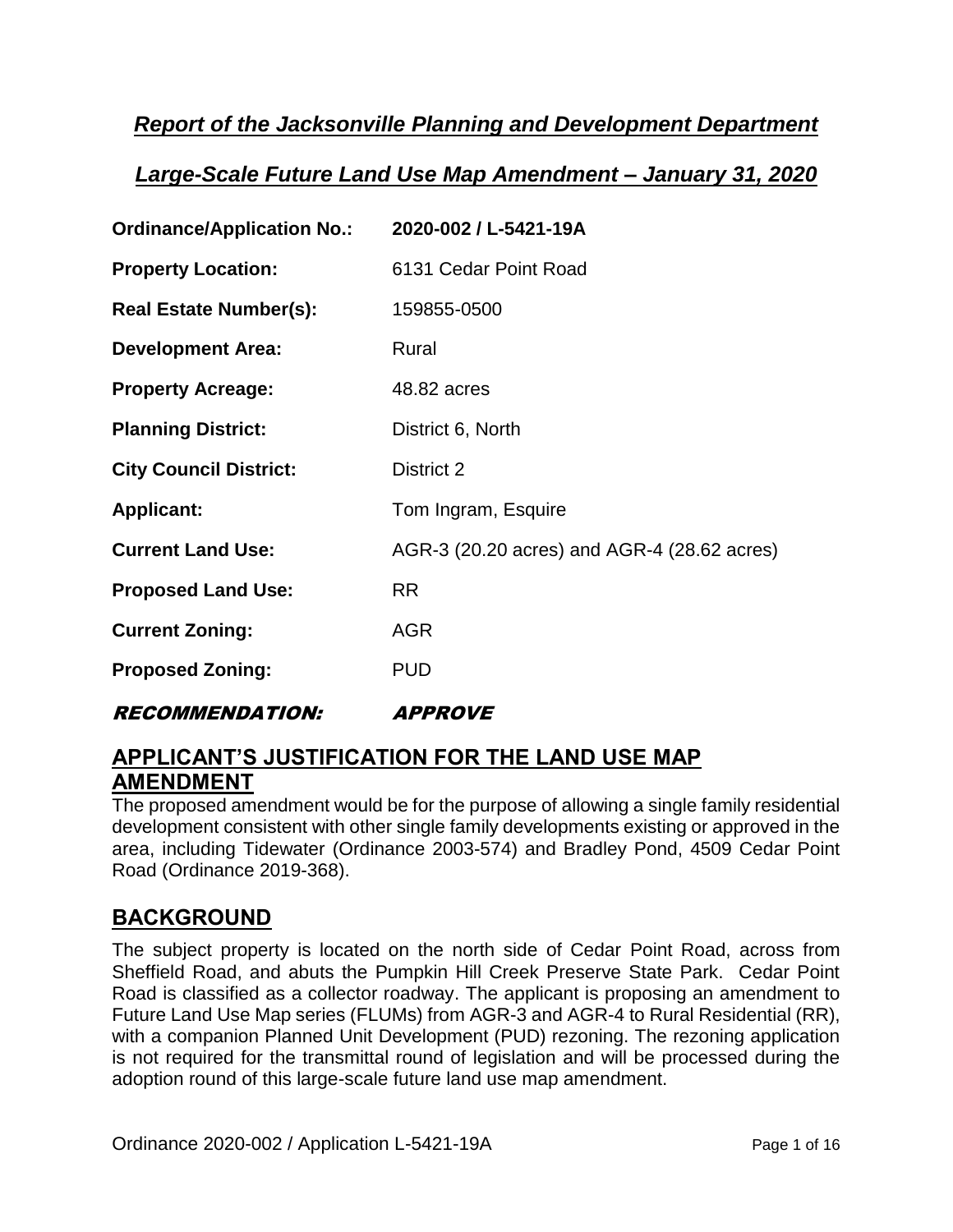## ***Report of the Jacksonville Planning and Development Department***

## ***Large-Scale Future Land Use Map Amendment – January 31, 2020***

| | |
|---|---|
| **Ordinance/Application No.:** | **2020-002 / L-5421-19A** |
| **Property Location:** | 6131 Cedar Point Road |
| **Real Estate Number(s):** | 159855-0500 |
| **Development Area:** | Rural |
| **Property Acreage:** | 48.82 acres |
| **Planning District:** | District 6, North |
| **City Council District:** | District 2 |
| **Applicant:** | Tom Ingram, Esquire |
| **Current Land Use:** | AGR-3 (20.20 acres) and AGR-4 (28.62 acres) |
| **Proposed Land Use:** | RR |
| **Current Zoning:** | AGR |
| **Proposed Zoning:** | PUD |

***RECOMMENDATION: APPROVE***

## APPLICANT'S JUSTIFICATION FOR THE LAND USE MAP AMENDMENT

The proposed amendment would be for the purpose of allowing a single family residential development consistent with other single family developments existing or approved in the area, including Tidewater (Ordinance 2003-574) and Bradley Pond, 4509 Cedar Point Road (Ordinance 2019-368).

## BACKGROUND

The subject property is located on the north side of Cedar Point Road, across from Sheffield Road, and abuts the Pumpkin Hill Creek Preserve State Park. Cedar Point Road is classified as a collector roadway. The applicant is proposing an amendment to Future Land Use Map series (FLUMs) from AGR-3 and AGR-4 to Rural Residential (RR), with a companion Planned Unit Development (PUD) rezoning. The rezoning application is not required for the transmittal round of legislation and will be processed during the adoption round of this large-scale future land use map amendment.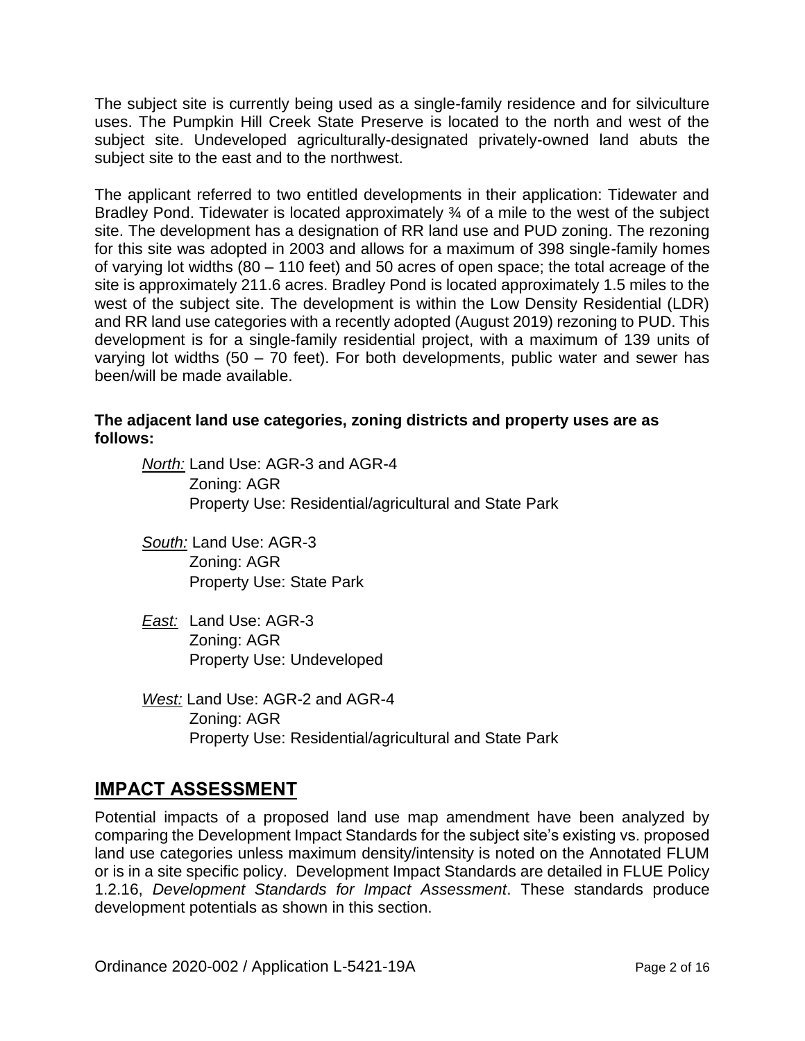The subject site is currently being used as a single-family residence and for silviculture uses. The Pumpkin Hill Creek State Preserve is located to the north and west of the subject site. Undeveloped agriculturally-designated privately-owned land abuts the subject site to the east and to the northwest.

The applicant referred to two entitled developments in their application: Tidewater and Bradley Pond. Tidewater is located approximately ¾ of a mile to the west of the subject site. The development has a designation of RR land use and PUD zoning. The rezoning for this site was adopted in 2003 and allows for a maximum of 398 single-family homes of varying lot widths (80 – 110 feet) and 50 acres of open space; the total acreage of the site is approximately 211.6 acres. Bradley Pond is located approximately 1.5 miles to the west of the subject site. The development is within the Low Density Residential (LDR) and RR land use categories with a recently adopted (August 2019) rezoning to PUD. This development is for a single-family residential project, with a maximum of 139 units of varying lot widths (50 – 70 feet). For both developments, public water and sewer has been/will be made available.

**The adjacent land use categories, zoning districts and property uses are as follows:**

*North:* Land Use: AGR-3 and AGR-4
Zoning: AGR
Property Use: Residential/agricultural and State Park

*South:* Land Use: AGR-3
Zoning: AGR
Property Use: State Park

*East:* Land Use: AGR-3
Zoning: AGR
Property Use: Undeveloped

*West:* Land Use: AGR-2 and AGR-4
Zoning: AGR
Property Use: Residential/agricultural and State Park

## IMPACT ASSESSMENT

Potential impacts of a proposed land use map amendment have been analyzed by comparing the Development Impact Standards for the subject site's existing vs. proposed land use categories unless maximum density/intensity is noted on the Annotated FLUM or is in a site specific policy. Development Impact Standards are detailed in FLUE Policy 1.2.16, *Development Standards for Impact Assessment*. These standards produce development potentials as shown in this section.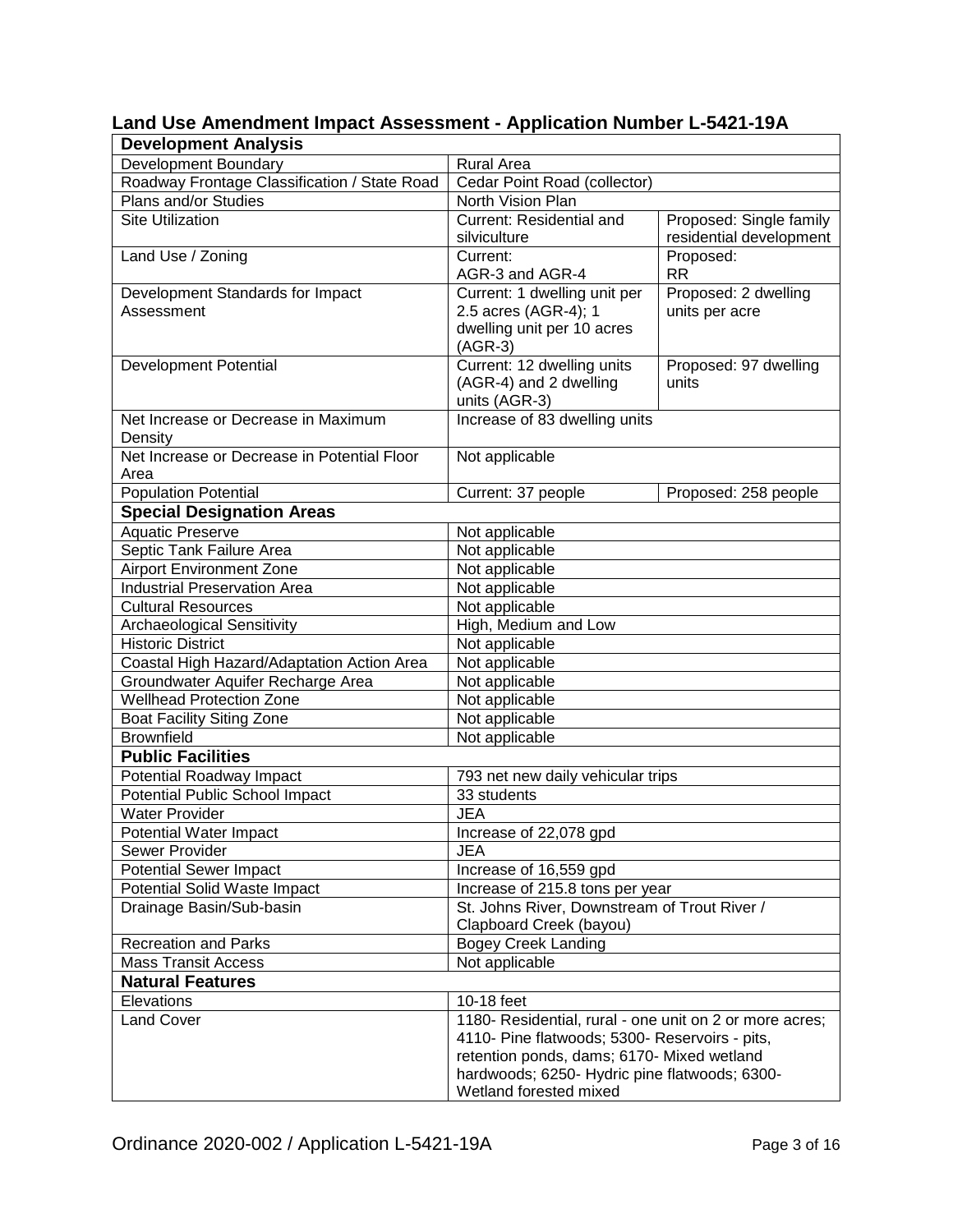## Land Use Amendment Impact Assessment - Application Number L-5421-19A

| **Development Analysis** | | |
|---|---|---|
| Development Boundary | Rural Area | |
| Roadway Frontage Classification / State Road | Cedar Point Road (collector) | |
| Plans and/or Studies | North Vision Plan | |
| Site Utilization | Current: Residential and silviculture | Proposed: Single family residential development |
| Land Use / Zoning | Current: AGR-3 and AGR-4 | Proposed: RR |
| Development Standards for Impact Assessment | Current: 1 dwelling unit per 2.5 acres (AGR-4); 1 dwelling unit per 10 acres (AGR-3) | Proposed: 2 dwelling units per acre |
| Development Potential | Current: 12 dwelling units (AGR-4) and 2 dwelling units (AGR-3) | Proposed: 97 dwelling units |
| Net Increase or Decrease in Maximum Density | Increase of 83 dwelling units | |
| Net Increase or Decrease in Potential Floor Area | Not applicable | |
| Population Potential | Current: 37 people | Proposed: 258 people |
| **Special Designation Areas** | | |
| Aquatic Preserve | Not applicable | |
| Septic Tank Failure Area | Not applicable | |
| Airport Environment Zone | Not applicable | |
| Industrial Preservation Area | Not applicable | |
| Cultural Resources | Not applicable | |
| Archaeological Sensitivity | High, Medium and Low | |
| Historic District | Not applicable | |
| Coastal High Hazard/Adaptation Action Area | Not applicable | |
| Groundwater Aquifer Recharge Area | Not applicable | |
| Wellhead Protection Zone | Not applicable | |
| Boat Facility Siting Zone | Not applicable | |
| Brownfield | Not applicable | |
| **Public Facilities** | | |
| Potential Roadway Impact | 793 net new daily vehicular trips | |
| Potential Public School Impact | 33 students | |
| Water Provider | JEA | |
| Potential Water Impact | Increase of 22,078 gpd | |
| Sewer Provider | JEA | |
| Potential Sewer Impact | Increase of 16,559 gpd | |
| Potential Solid Waste Impact | Increase of 215.8 tons per year | |
| Drainage Basin/Sub-basin | St. Johns River, Downstream of Trout River / Clapboard Creek (bayou) | |
| Recreation and Parks | Bogey Creek Landing | |
| Mass Transit Access | Not applicable | |
| **Natural Features** | | |
| Elevations | 10-18 feet | |
| Land Cover | 1180- Residential, rural - one unit on 2 or more acres; 4110- Pine flatwoods; 5300- Reservoirs - pits, retention ponds, dams; 6170- Mixed wetland hardwoods; 6250- Hydric pine flatwoods; 6300- Wetland forested mixed | |

Ordinance 2020-002 / Application L-5421-19A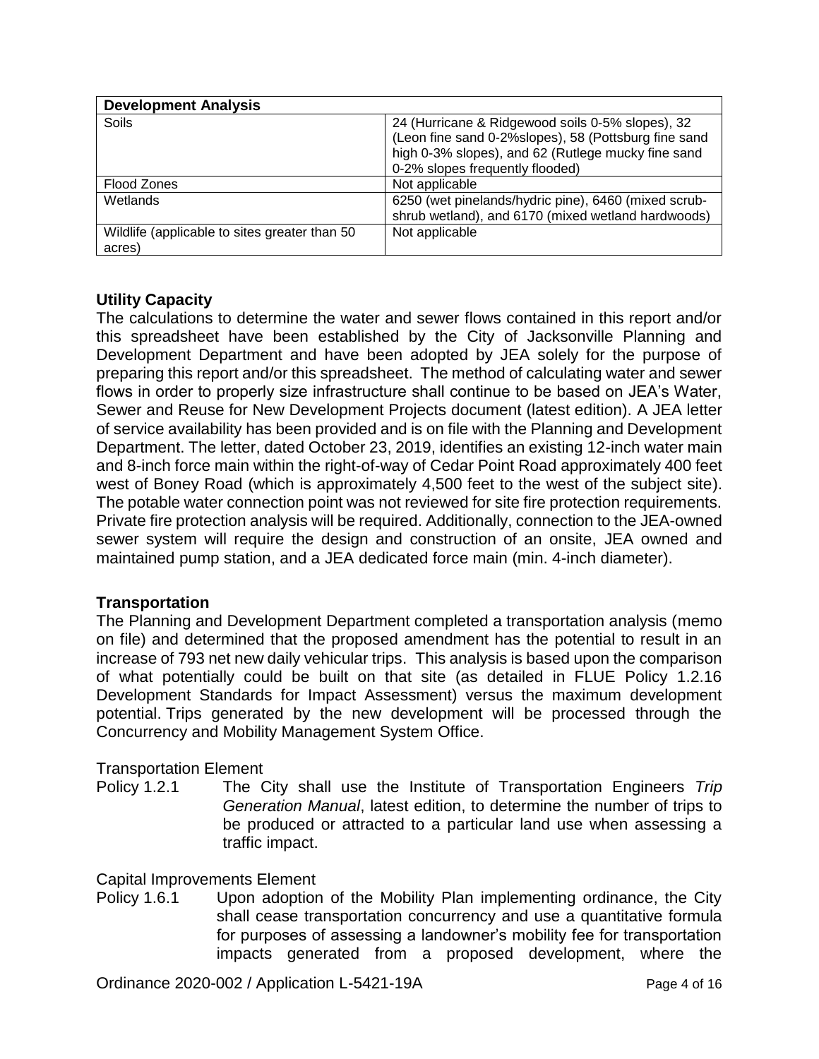| Development Analysis | |
|---|---|
| Soils | 24 (Hurricane & Ridgewood soils 0-5% slopes), 32 (Leon fine sand 0-2%slopes), 58 (Pottsburg fine sand high 0-3% slopes), and 62 (Rutlege mucky fine sand 0-2% slopes frequently flooded) |
| Flood Zones | Not applicable |
| Wetlands | 6250 (wet pinelands/hydric pine), 6460 (mixed scrub-shrub wetland), and 6170 (mixed wetland hardwoods) |
| Wildlife (applicable to sites greater than 50 acres) | Not applicable |

## Utility Capacity

The calculations to determine the water and sewer flows contained in this report and/or this spreadsheet have been established by the City of Jacksonville Planning and Development Department and have been adopted by JEA solely for the purpose of preparing this report and/or this spreadsheet. The method of calculating water and sewer flows in order to properly size infrastructure shall continue to be based on JEA's Water, Sewer and Reuse for New Development Projects document (latest edition). A JEA letter of service availability has been provided and is on file with the Planning and Development Department. The letter, dated October 23, 2019, identifies an existing 12-inch water main and 8-inch force main within the right-of-way of Cedar Point Road approximately 400 feet west of Boney Road (which is approximately 4,500 feet to the west of the subject site). The potable water connection point was not reviewed for site fire protection requirements. Private fire protection analysis will be required. Additionally, connection to the JEA-owned sewer system will require the design and construction of an onsite, JEA owned and maintained pump station, and a JEA dedicated force main (min. 4-inch diameter).

## Transportation

The Planning and Development Department completed a transportation analysis (memo on file) and determined that the proposed amendment has the potential to result in an increase of 793 net new daily vehicular trips. This analysis is based upon the comparison of what potentially could be built on that site (as detailed in FLUE Policy 1.2.16 Development Standards for Impact Assessment) versus the maximum development potential. Trips generated by the new development will be processed through the Concurrency and Mobility Management System Office.

Transportation Element

Policy 1.2.1 The City shall use the Institute of Transportation Engineers *Trip Generation Manual*, latest edition, to determine the number of trips to be produced or attracted to a particular land use when assessing a traffic impact.

Capital Improvements Element

Policy 1.6.1 Upon adoption of the Mobility Plan implementing ordinance, the City shall cease transportation concurrency and use a quantitative formula for purposes of assessing a landowner's mobility fee for transportation impacts generated from a proposed development, where the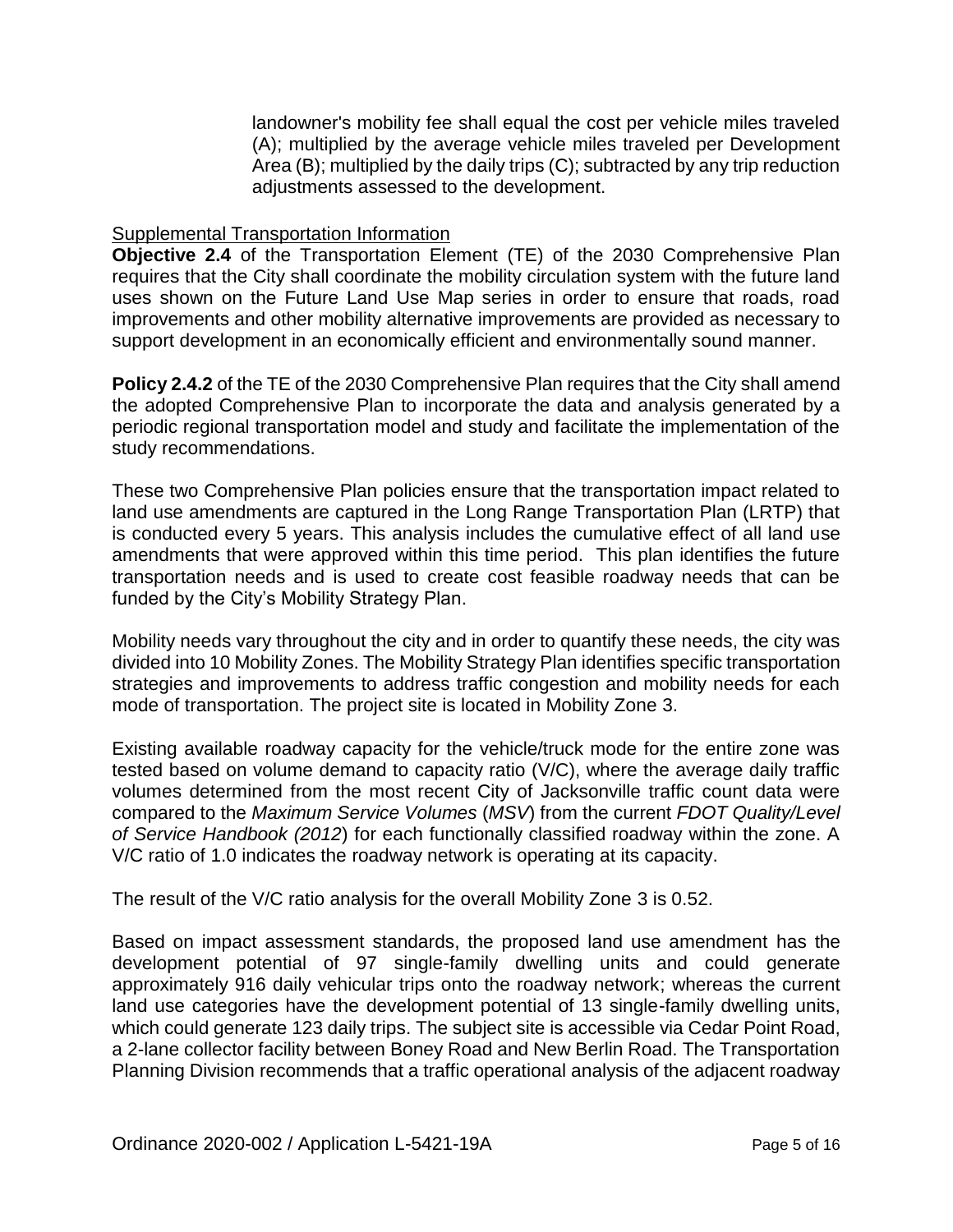landowner's mobility fee shall equal the cost per vehicle miles traveled (A); multiplied by the average vehicle miles traveled per Development Area (B); multiplied by the daily trips (C); subtracted by any trip reduction adjustments assessed to the development.

Supplemental Transportation Information

**Objective 2.4** of the Transportation Element (TE) of the 2030 Comprehensive Plan requires that the City shall coordinate the mobility circulation system with the future land uses shown on the Future Land Use Map series in order to ensure that roads, road improvements and other mobility alternative improvements are provided as necessary to support development in an economically efficient and environmentally sound manner.

**Policy 2.4.2** of the TE of the 2030 Comprehensive Plan requires that the City shall amend the adopted Comprehensive Plan to incorporate the data and analysis generated by a periodic regional transportation model and study and facilitate the implementation of the study recommendations.

These two Comprehensive Plan policies ensure that the transportation impact related to land use amendments are captured in the Long Range Transportation Plan (LRTP) that is conducted every 5 years. This analysis includes the cumulative effect of all land use amendments that were approved within this time period. This plan identifies the future transportation needs and is used to create cost feasible roadway needs that can be funded by the City's Mobility Strategy Plan.

Mobility needs vary throughout the city and in order to quantify these needs, the city was divided into 10 Mobility Zones. The Mobility Strategy Plan identifies specific transportation strategies and improvements to address traffic congestion and mobility needs for each mode of transportation. The project site is located in Mobility Zone 3.

Existing available roadway capacity for the vehicle/truck mode for the entire zone was tested based on volume demand to capacity ratio (V/C), where the average daily traffic volumes determined from the most recent City of Jacksonville traffic count data were compared to the *Maximum Service Volumes* (*MSV*) from the current *FDOT Quality/Level of Service Handbook (2012*) for each functionally classified roadway within the zone. A V/C ratio of 1.0 indicates the roadway network is operating at its capacity.

The result of the V/C ratio analysis for the overall Mobility Zone 3 is 0.52.

Based on impact assessment standards, the proposed land use amendment has the development potential of 97 single-family dwelling units and could generate approximately 916 daily vehicular trips onto the roadway network; whereas the current land use categories have the development potential of 13 single-family dwelling units, which could generate 123 daily trips. The subject site is accessible via Cedar Point Road, a 2-lane collector facility between Boney Road and New Berlin Road. The Transportation Planning Division recommends that a traffic operational analysis of the adjacent roadway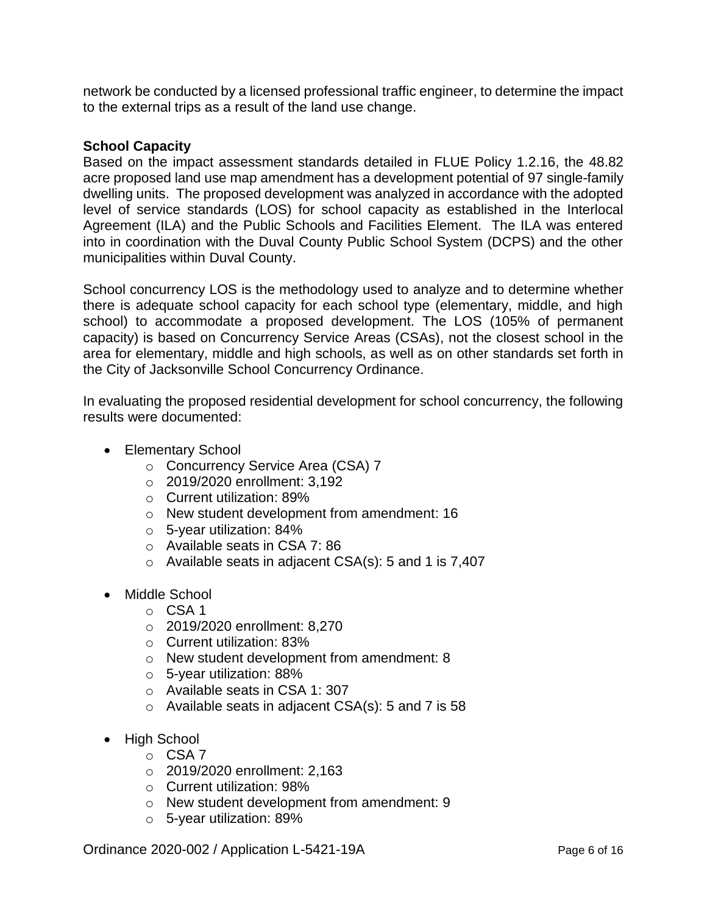network be conducted by a licensed professional traffic engineer, to determine the impact to the external trips as a result of the land use change.

**School Capacity**

Based on the impact assessment standards detailed in FLUE Policy 1.2.16, the 48.82 acre proposed land use map amendment has a development potential of 97 single-family dwelling units. The proposed development was analyzed in accordance with the adopted level of service standards (LOS) for school capacity as established in the Interlocal Agreement (ILA) and the Public Schools and Facilities Element. The ILA was entered into in coordination with the Duval County Public School System (DCPS) and the other municipalities within Duval County.

School concurrency LOS is the methodology used to analyze and to determine whether there is adequate school capacity for each school type (elementary, middle, and high school) to accommodate a proposed development. The LOS (105% of permanent capacity) is based on Concurrency Service Areas (CSAs), not the closest school in the area for elementary, middle and high schools, as well as on other standards set forth in the City of Jacksonville School Concurrency Ordinance.

In evaluating the proposed residential development for school concurrency, the following results were documented:

- Elementary School
    - Concurrency Service Area (CSA) 7
    - 2019/2020 enrollment: 3,192
    - Current utilization: 89%
    - New student development from amendment: 16
    - 5-year utilization: 84%
    - Available seats in CSA 7: 86
    - Available seats in adjacent CSA(s): 5 and 1 is 7,407

- Middle School
    - CSA 1
    - 2019/2020 enrollment: 8,270
    - Current utilization: 83%
    - New student development from amendment: 8
    - 5-year utilization: 88%
    - Available seats in CSA 1: 307
    - Available seats in adjacent CSA(s): 5 and 7 is 58

- High School
    - CSA 7
    - 2019/2020 enrollment: 2,163
    - Current utilization: 98%
    - New student development from amendment: 9
    - 5-year utilization: 89%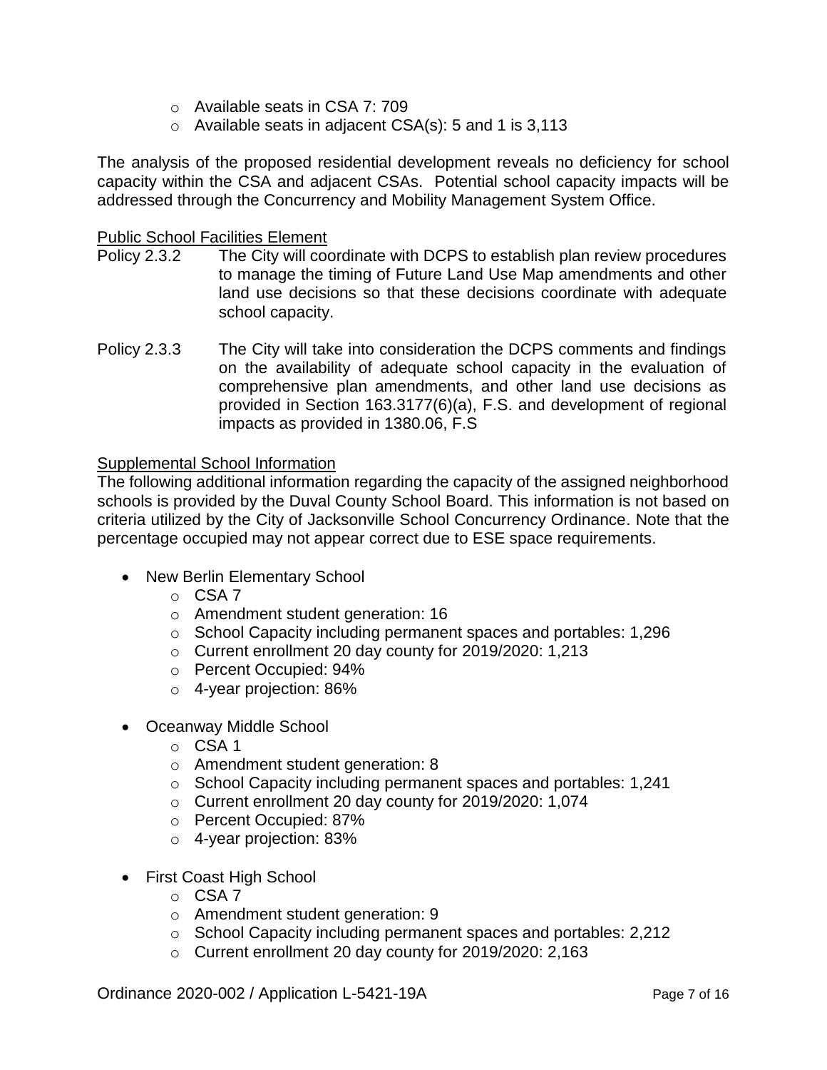- Available seats in CSA 7: 709
- Available seats in adjacent CSA(s): 5 and 1 is 3,113

The analysis of the proposed residential development reveals no deficiency for school capacity within the CSA and adjacent CSAs. Potential school capacity impacts will be addressed through the Concurrency and Mobility Management System Office.

Public School Facilities Element

Policy 2.3.2 The City will coordinate with DCPS to establish plan review procedures to manage the timing of Future Land Use Map amendments and other land use decisions so that these decisions coordinate with adequate school capacity.

Policy 2.3.3 The City will take into consideration the DCPS comments and findings on the availability of adequate school capacity in the evaluation of comprehensive plan amendments, and other land use decisions as provided in Section 163.3177(6)(a), F.S. and development of regional impacts as provided in 1380.06, F.S

Supplemental School Information

The following additional information regarding the capacity of the assigned neighborhood schools is provided by the Duval County School Board. This information is not based on criteria utilized by the City of Jacksonville School Concurrency Ordinance. Note that the percentage occupied may not appear correct due to ESE space requirements.

- New Berlin Elementary School
  - CSA 7
  - Amendment student generation: 16
  - School Capacity including permanent spaces and portables: 1,296
  - Current enrollment 20 day county for 2019/2020: 1,213
  - Percent Occupied: 94%
  - 4-year projection: 86%
- Oceanway Middle School
  - CSA 1
  - Amendment student generation: 8
  - School Capacity including permanent spaces and portables: 1,241
  - Current enrollment 20 day county for 2019/2020: 1,074
  - Percent Occupied: 87%
  - 4-year projection: 83%
- First Coast High School
  - CSA 7
  - Amendment student generation: 9
  - School Capacity including permanent spaces and portables: 2,212
  - Current enrollment 20 day county for 2019/2020: 2,163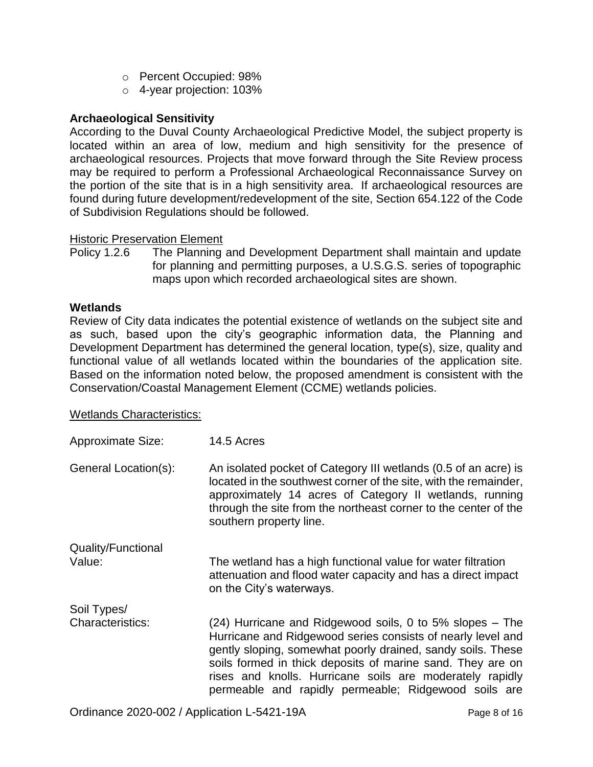- Percent Occupied: 98%
- 4-year projection: 103%

**Archaeological Sensitivity**

According to the Duval County Archaeological Predictive Model, the subject property is located within an area of low, medium and high sensitivity for the presence of archaeological resources. Projects that move forward through the Site Review process may be required to perform a Professional Archaeological Reconnaissance Survey on the portion of the site that is in a high sensitivity area. If archaeological resources are found during future development/redevelopment of the site, Section 654.122 of the Code of Subdivision Regulations should be followed.

<u>Historic Preservation Element</u>

Policy 1.2.6 The Planning and Development Department shall maintain and update for planning and permitting purposes, a U.S.G.S. series of topographic maps upon which recorded archaeological sites are shown.

**Wetlands**

Review of City data indicates the potential existence of wetlands on the subject site and as such, based upon the city's geographic information data, the Planning and Development Department has determined the general location, type(s), size, quality and functional value of all wetlands located within the boundaries of the application site. Based on the information noted below, the proposed amendment is consistent with the Conservation/Coastal Management Element (CCME) wetlands policies.

<u>Wetlands Characteristics:</u>

| | |
|---|---|
| Approximate Size: | 14.5 Acres |
| General Location(s): | An isolated pocket of Category III wetlands (0.5 of an acre) is located in the southwest corner of the site, with the remainder, approximately 14 acres of Category II wetlands, running through the site from the northeast corner to the center of the southern property line. |
| Quality/Functional Value: | The wetland has a high functional value for water filtration attenuation and flood water capacity and has a direct impact on the City's waterways. |
| Soil Types/ Characteristics: | (24) Hurricane and Ridgewood soils, 0 to 5% slopes – The Hurricane and Ridgewood series consists of nearly level and gently sloping, somewhat poorly drained, sandy soils. These soils formed in thick deposits of marine sand. They are on rises and knolls. Hurricane soils are moderately rapidly permeable and rapidly permeable; Ridgewood soils are |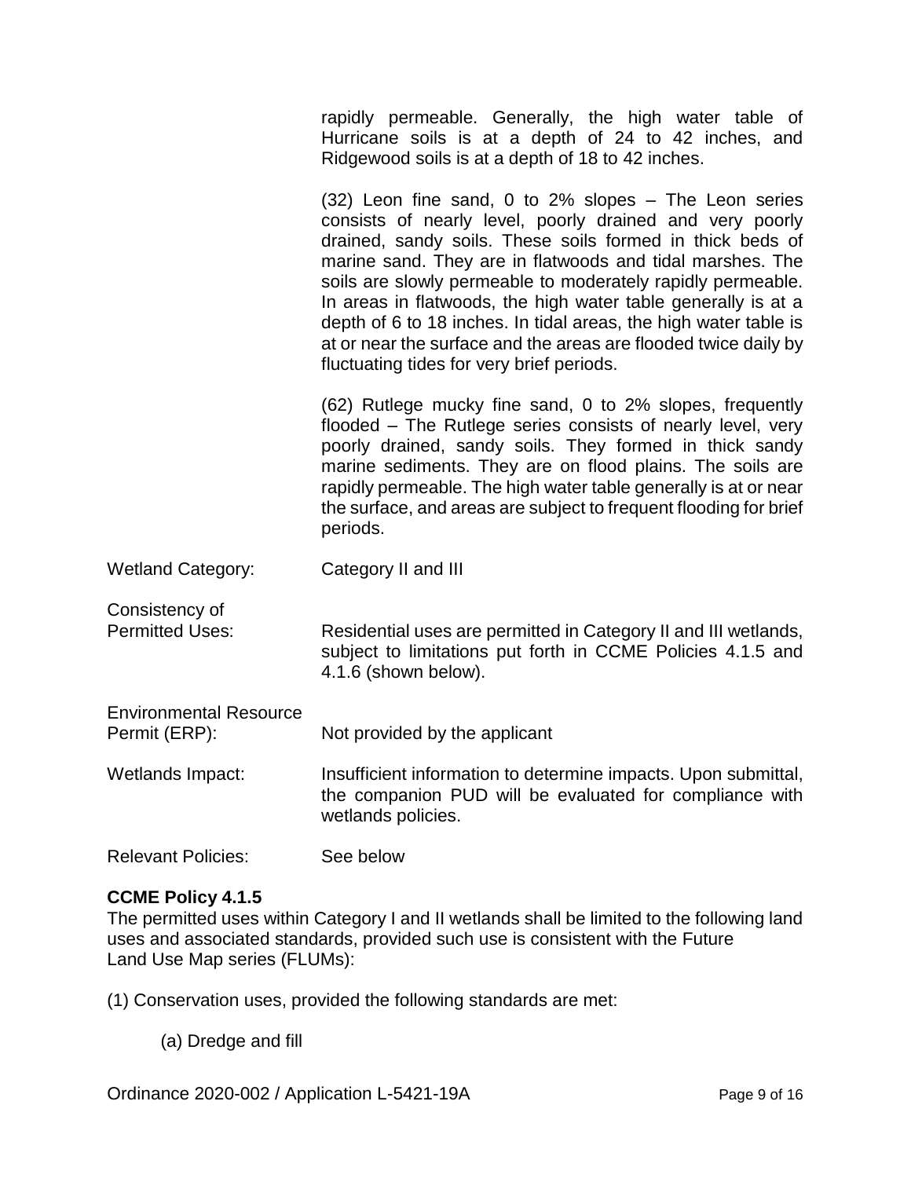rapidly permeable. Generally, the high water table of Hurricane soils is at a depth of 24 to 42 inches, and Ridgewood soils is at a depth of 18 to 42 inches.

(32) Leon fine sand, 0 to 2% slopes – The Leon series consists of nearly level, poorly drained and very poorly drained, sandy soils. These soils formed in thick beds of marine sand. They are in flatwoods and tidal marshes. The soils are slowly permeable to moderately rapidly permeable. In areas in flatwoods, the high water table generally is at a depth of 6 to 18 inches. In tidal areas, the high water table is at or near the surface and the areas are flooded twice daily by fluctuating tides for very brief periods.

(62) Rutlege mucky fine sand, 0 to 2% slopes, frequently flooded – The Rutlege series consists of nearly level, very poorly drained, sandy soils. They formed in thick sandy marine sediments. They are on flood plains. The soils are rapidly permeable. The high water table generally is at or near the surface, and areas are subject to frequent flooding for brief periods.

| | |
|---|---|
| Wetland Category: | Category II and III |
| Consistency of Permitted Uses: | Residential uses are permitted in Category II and III wetlands, subject to limitations put forth in CCME Policies 4.1.5 and 4.1.6 (shown below). |
| Environmental Resource Permit (ERP): | Not provided by the applicant |
| Wetlands Impact: | Insufficient information to determine impacts. Upon submittal, the companion PUD will be evaluated for compliance with wetlands policies. |
| Relevant Policies: | See below |

**CCME Policy 4.1.5**

The permitted uses within Category I and II wetlands shall be limited to the following land uses and associated standards, provided such use is consistent with the Future Land Use Map series (FLUMs):

(1) Conservation uses, provided the following standards are met:

(a) Dredge and fill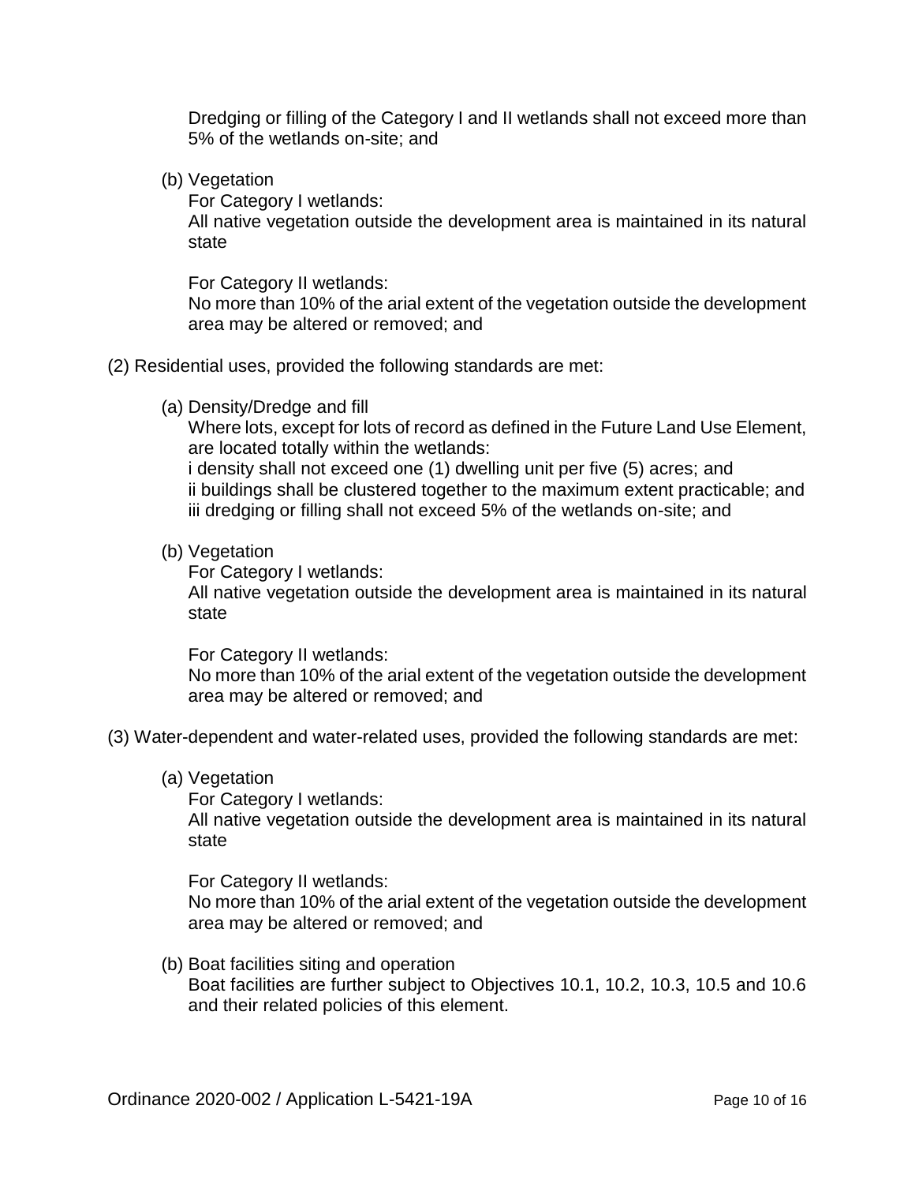Dredging or filling of the Category I and II wetlands shall not exceed more than 5% of the wetlands on-site; and

(b) Vegetation

For Category I wetlands:
All native vegetation outside the development area is maintained in its natural state

For Category II wetlands:
No more than 10% of the arial extent of the vegetation outside the development area may be altered or removed; and

(2) Residential uses, provided the following standards are met:

(a) Density/Dredge and fill

Where lots, except for lots of record as defined in the Future Land Use Element, are located totally within the wetlands:
i density shall not exceed one (1) dwelling unit per five (5) acres; and
ii buildings shall be clustered together to the maximum extent practicable; and
iii dredging or filling shall not exceed 5% of the wetlands on-site; and

(b) Vegetation

For Category I wetlands:
All native vegetation outside the development area is maintained in its natural state

For Category II wetlands:
No more than 10% of the arial extent of the vegetation outside the development area may be altered or removed; and

(3) Water-dependent and water-related uses, provided the following standards are met:

(a) Vegetation

For Category I wetlands:
All native vegetation outside the development area is maintained in its natural state

For Category II wetlands:
No more than 10% of the arial extent of the vegetation outside the development area may be altered or removed; and

(b) Boat facilities siting and operation

Boat facilities are further subject to Objectives 10.1, 10.2, 10.3, 10.5 and 10.6 and their related policies of this element.

Ordinance 2020-002 / Application L-5421-19A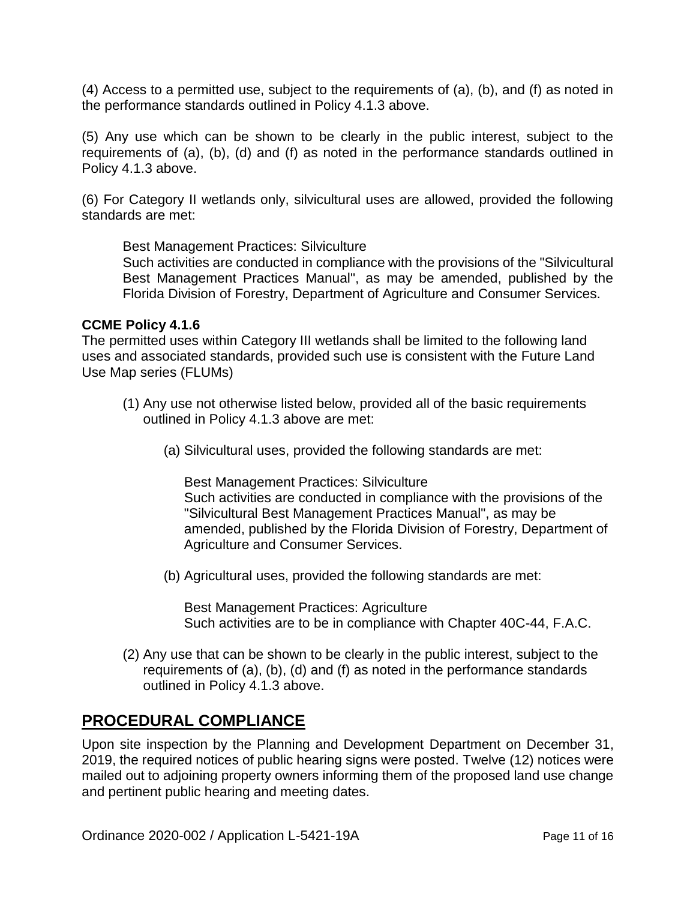(4) Access to a permitted use, subject to the requirements of (a), (b), and (f) as noted in the performance standards outlined in Policy 4.1.3 above.

(5) Any use which can be shown to be clearly in the public interest, subject to the requirements of (a), (b), (d) and (f) as noted in the performance standards outlined in Policy 4.1.3 above.

(6) For Category II wetlands only, silvicultural uses are allowed, provided the following standards are met:

> Best Management Practices: Silviculture
> Such activities are conducted in compliance with the provisions of the "Silvicultural Best Management Practices Manual", as may be amended, published by the Florida Division of Forestry, Department of Agriculture and Consumer Services.

**CCME Policy 4.1.6**
The permitted uses within Category III wetlands shall be limited to the following land uses and associated standards, provided such use is consistent with the Future Land Use Map series (FLUMs)

(1) Any use not otherwise listed below, provided all of the basic requirements outlined in Policy 4.1.3 above are met:

   (a) Silvicultural uses, provided the following standards are met:

   Best Management Practices: Silviculture
   Such activities are conducted in compliance with the provisions of the "Silvicultural Best Management Practices Manual", as may be amended, published by the Florida Division of Forestry, Department of Agriculture and Consumer Services.

   (b) Agricultural uses, provided the following standards are met:

   Best Management Practices: Agriculture
   Such activities are to be in compliance with Chapter 40C-44, F.A.C.

(2) Any use that can be shown to be clearly in the public interest, subject to the requirements of (a), (b), (d) and (f) as noted in the performance standards outlined in Policy 4.1.3 above.

## PROCEDURAL COMPLIANCE

Upon site inspection by the Planning and Development Department on December 31, 2019, the required notices of public hearing signs were posted. Twelve (12) notices were mailed out to adjoining property owners informing them of the proposed land use change and pertinent public hearing and meeting dates.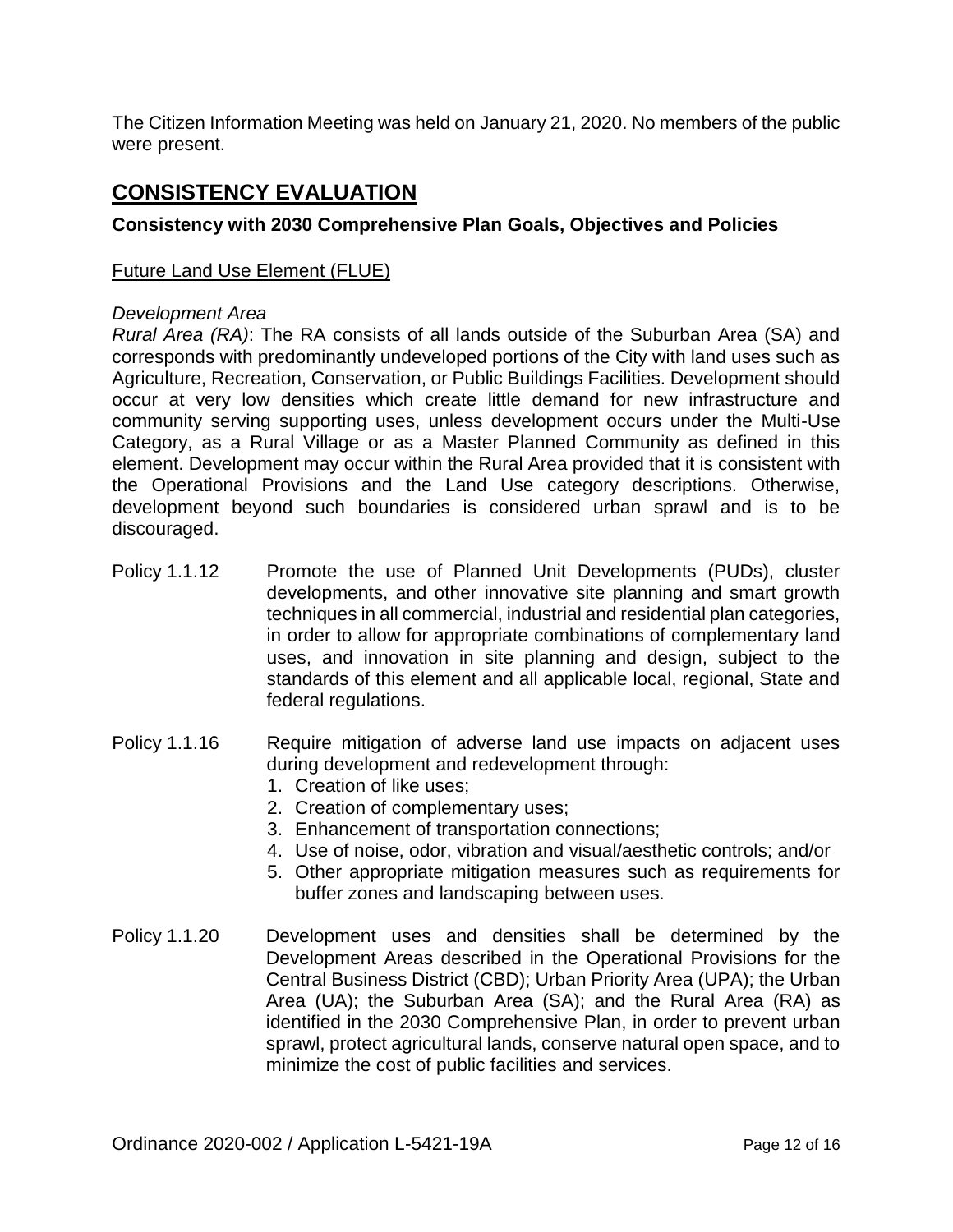The Citizen Information Meeting was held on January 21, 2020. No members of the public were present.

## CONSISTENCY EVALUATION

### Consistency with 2030 Comprehensive Plan Goals, Objectives and Policies

Future Land Use Element (FLUE)

*Development Area*

*Rural Area (RA)*: The RA consists of all lands outside of the Suburban Area (SA) and corresponds with predominantly undeveloped portions of the City with land uses such as Agriculture, Recreation, Conservation, or Public Buildings Facilities. Development should occur at very low densities which create little demand for new infrastructure and community serving supporting uses, unless development occurs under the Multi-Use Category, as a Rural Village or as a Master Planned Community as defined in this element. Development may occur within the Rural Area provided that it is consistent with the Operational Provisions and the Land Use category descriptions. Otherwise, development beyond such boundaries is considered urban sprawl and is to be discouraged.

Policy 1.1.12 Promote the use of Planned Unit Developments (PUDs), cluster developments, and other innovative site planning and smart growth techniques in all commercial, industrial and residential plan categories, in order to allow for appropriate combinations of complementary land uses, and innovation in site planning and design, subject to the standards of this element and all applicable local, regional, State and federal regulations.

Policy 1.1.16 Require mitigation of adverse land use impacts on adjacent uses during development and redevelopment through:

1. Creation of like uses;
2. Creation of complementary uses;
3. Enhancement of transportation connections;
4. Use of noise, odor, vibration and visual/aesthetic controls; and/or
5. Other appropriate mitigation measures such as requirements for buffer zones and landscaping between uses.

Policy 1.1.20 Development uses and densities shall be determined by the Development Areas described in the Operational Provisions for the Central Business District (CBD); Urban Priority Area (UPA); the Urban Area (UA); the Suburban Area (SA); and the Rural Area (RA) as identified in the 2030 Comprehensive Plan, in order to prevent urban sprawl, protect agricultural lands, conserve natural open space, and to minimize the cost of public facilities and services.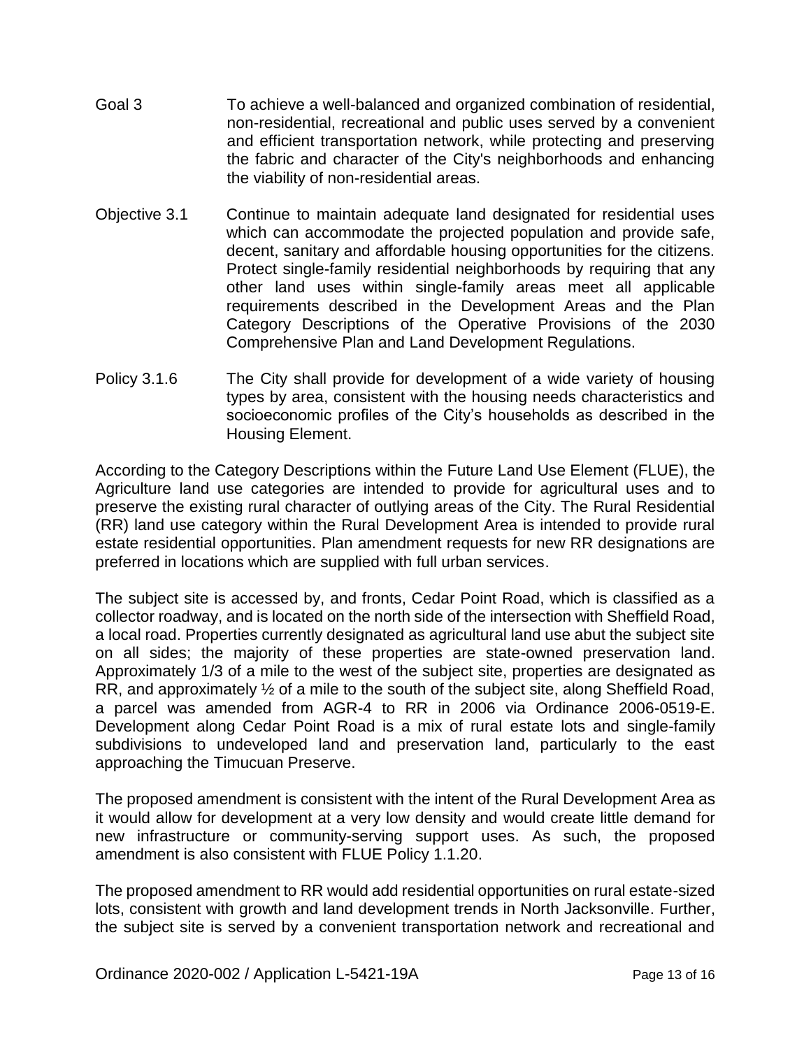Goal 3 To achieve a well-balanced and organized combination of residential, non-residential, recreational and public uses served by a convenient and efficient transportation network, while protecting and preserving the fabric and character of the City's neighborhoods and enhancing the viability of non-residential areas.

Objective 3.1 Continue to maintain adequate land designated for residential uses which can accommodate the projected population and provide safe, decent, sanitary and affordable housing opportunities for the citizens. Protect single-family residential neighborhoods by requiring that any other land uses within single-family areas meet all applicable requirements described in the Development Areas and the Plan Category Descriptions of the Operative Provisions of the 2030 Comprehensive Plan and Land Development Regulations.

Policy 3.1.6 The City shall provide for development of a wide variety of housing types by area, consistent with the housing needs characteristics and socioeconomic profiles of the City's households as described in the Housing Element.

According to the Category Descriptions within the Future Land Use Element (FLUE), the Agriculture land use categories are intended to provide for agricultural uses and to preserve the existing rural character of outlying areas of the City. The Rural Residential (RR) land use category within the Rural Development Area is intended to provide rural estate residential opportunities. Plan amendment requests for new RR designations are preferred in locations which are supplied with full urban services.

The subject site is accessed by, and fronts, Cedar Point Road, which is classified as a collector roadway, and is located on the north side of the intersection with Sheffield Road, a local road. Properties currently designated as agricultural land use abut the subject site on all sides; the majority of these properties are state-owned preservation land. Approximately 1/3 of a mile to the west of the subject site, properties are designated as RR, and approximately ½ of a mile to the south of the subject site, along Sheffield Road, a parcel was amended from AGR-4 to RR in 2006 via Ordinance 2006-0519-E. Development along Cedar Point Road is a mix of rural estate lots and single-family subdivisions to undeveloped land and preservation land, particularly to the east approaching the Timucuan Preserve.

The proposed amendment is consistent with the intent of the Rural Development Area as it would allow for development at a very low density and would create little demand for new infrastructure or community-serving support uses. As such, the proposed amendment is also consistent with FLUE Policy 1.1.20.

The proposed amendment to RR would add residential opportunities on rural estate-sized lots, consistent with growth and land development trends in North Jacksonville. Further, the subject site is served by a convenient transportation network and recreational and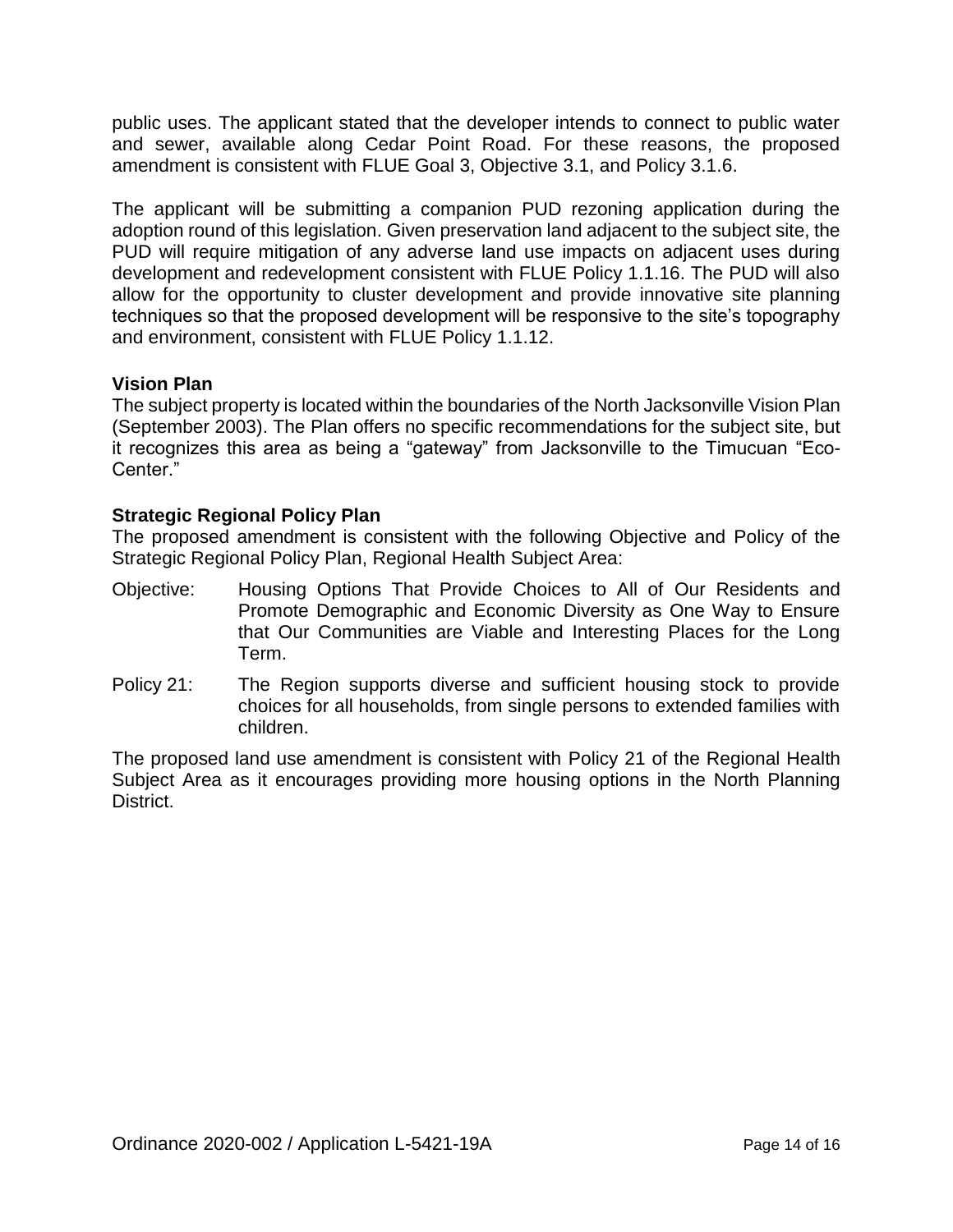public uses. The applicant stated that the developer intends to connect to public water and sewer, available along Cedar Point Road. For these reasons, the proposed amendment is consistent with FLUE Goal 3, Objective 3.1, and Policy 3.1.6.

The applicant will be submitting a companion PUD rezoning application during the adoption round of this legislation. Given preservation land adjacent to the subject site, the PUD will require mitigation of any adverse land use impacts on adjacent uses during development and redevelopment consistent with FLUE Policy 1.1.16. The PUD will also allow for the opportunity to cluster development and provide innovative site planning techniques so that the proposed development will be responsive to the site's topography and environment, consistent with FLUE Policy 1.1.12.

**Vision Plan**

The subject property is located within the boundaries of the North Jacksonville Vision Plan (September 2003). The Plan offers no specific recommendations for the subject site, but it recognizes this area as being a "gateway" from Jacksonville to the Timucuan "Eco-Center."

**Strategic Regional Policy Plan**

The proposed amendment is consistent with the following Objective and Policy of the Strategic Regional Policy Plan, Regional Health Subject Area:

Objective: Housing Options That Provide Choices to All of Our Residents and Promote Demographic and Economic Diversity as One Way to Ensure that Our Communities are Viable and Interesting Places for the Long Term.

Policy 21: The Region supports diverse and sufficient housing stock to provide choices for all households, from single persons to extended families with children.

The proposed land use amendment is consistent with Policy 21 of the Regional Health Subject Area as it encourages providing more housing options in the North Planning District.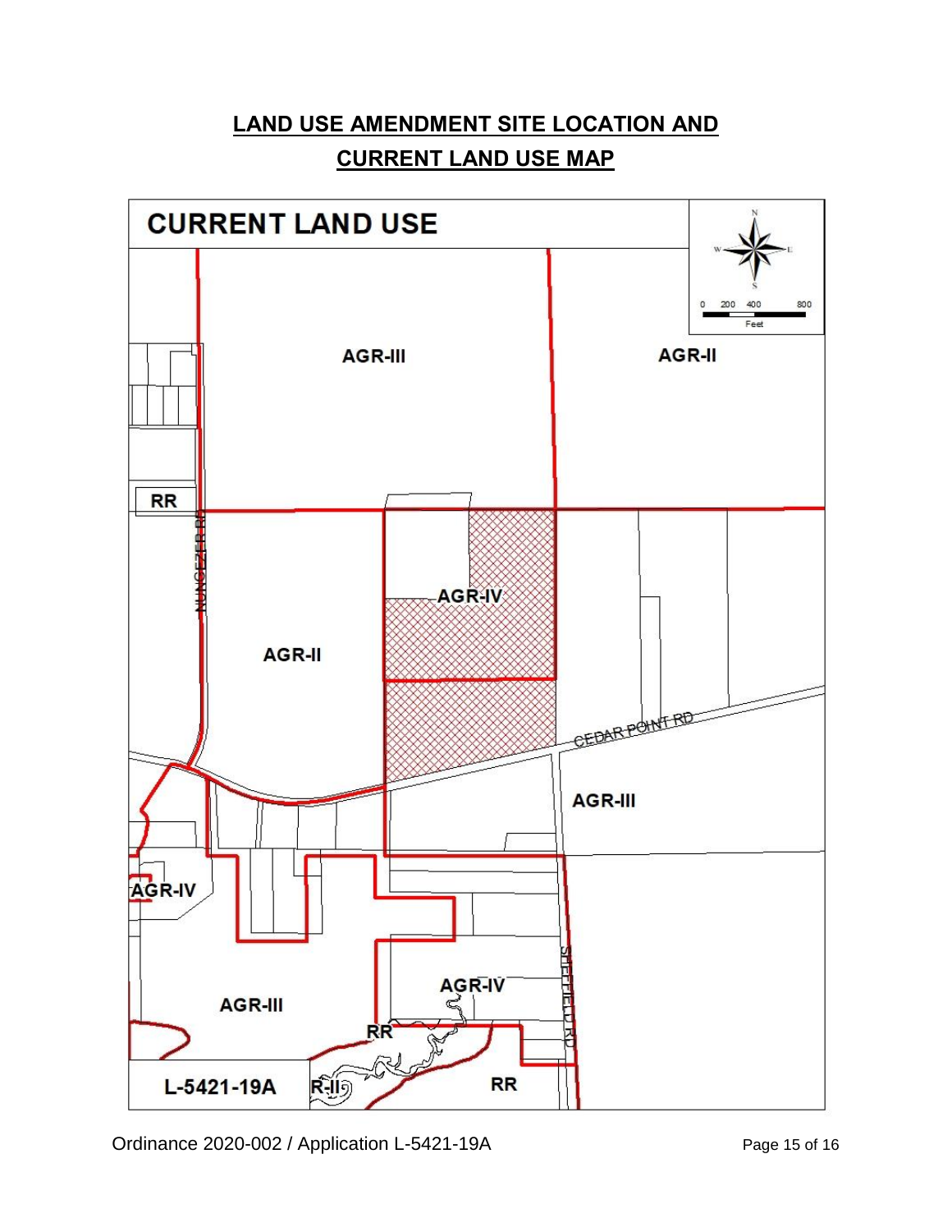# LAND USE AMENDMENT SITE LOCATION AND CURRENT LAND USE MAP

CURRENT LAND USE

0 200 400 800
Feet

AGR-III

AGR-II

RR

NUNCEZER RD

AGR-IV

AGR-II

CEDAR POINT RD

AGR-III

AGR-IV

AGR-IV

AGR-III

RR

SHEFFIELD RD

L-5421-19A

R-II

RR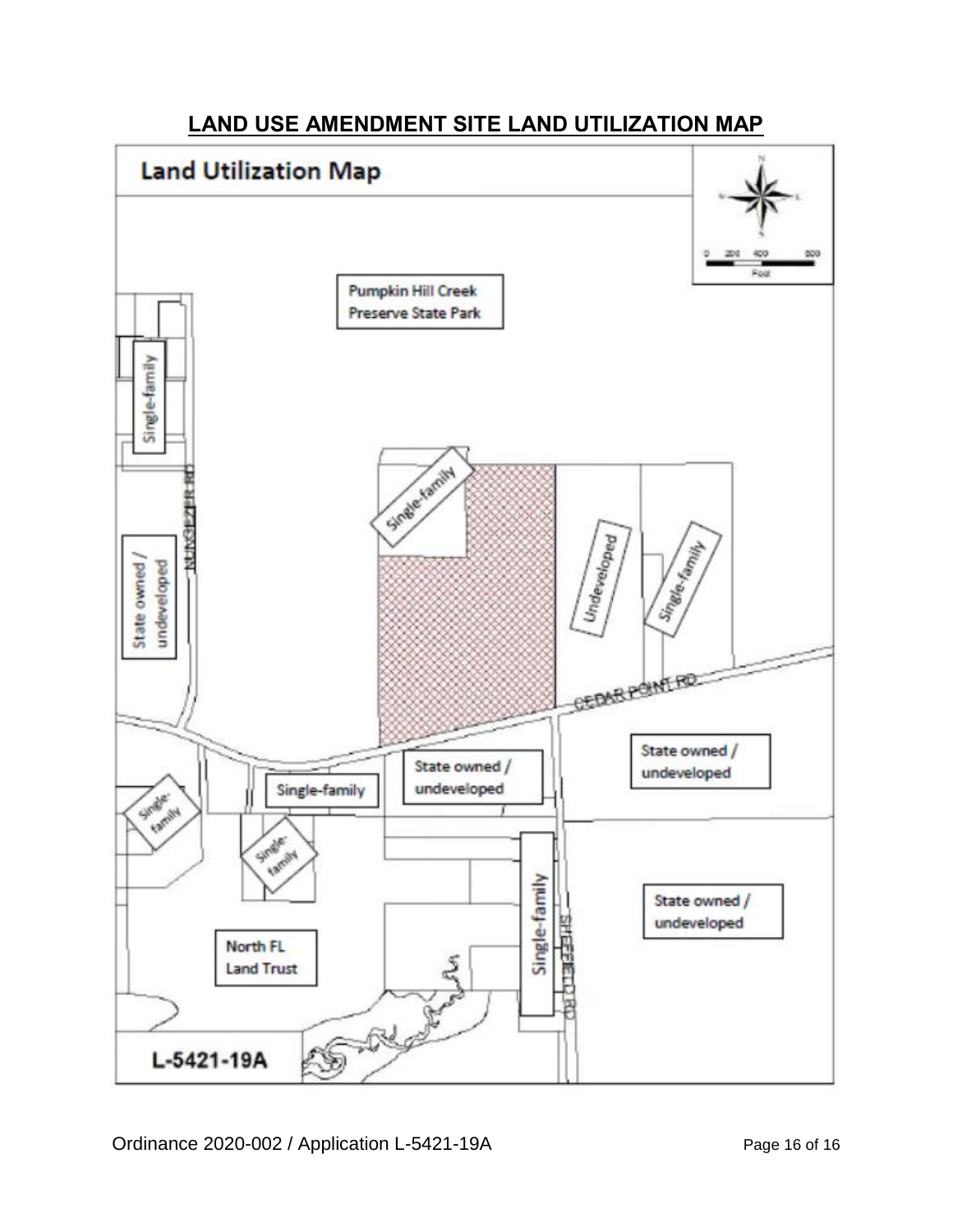# LAND USE AMENDMENT SITE LAND UTILIZATION MAP

Land Utilization Map

0 200 400 800
Feet

Pumpkin Hill Creek Preserve State Park

Single-family

NUNGEZER RD

State owned / undeveloped

Single-family

Undeveloped

Single-family

CEDAR POINT RD

State owned / undeveloped

State owned / undeveloped

Single-family

Single-family

Single-family

Single-family

State owned / undeveloped

North FL Land Trust

SHEFFIELD RD

L-5421-19A

Ordinance 2020-002 / Application L-5421-19A